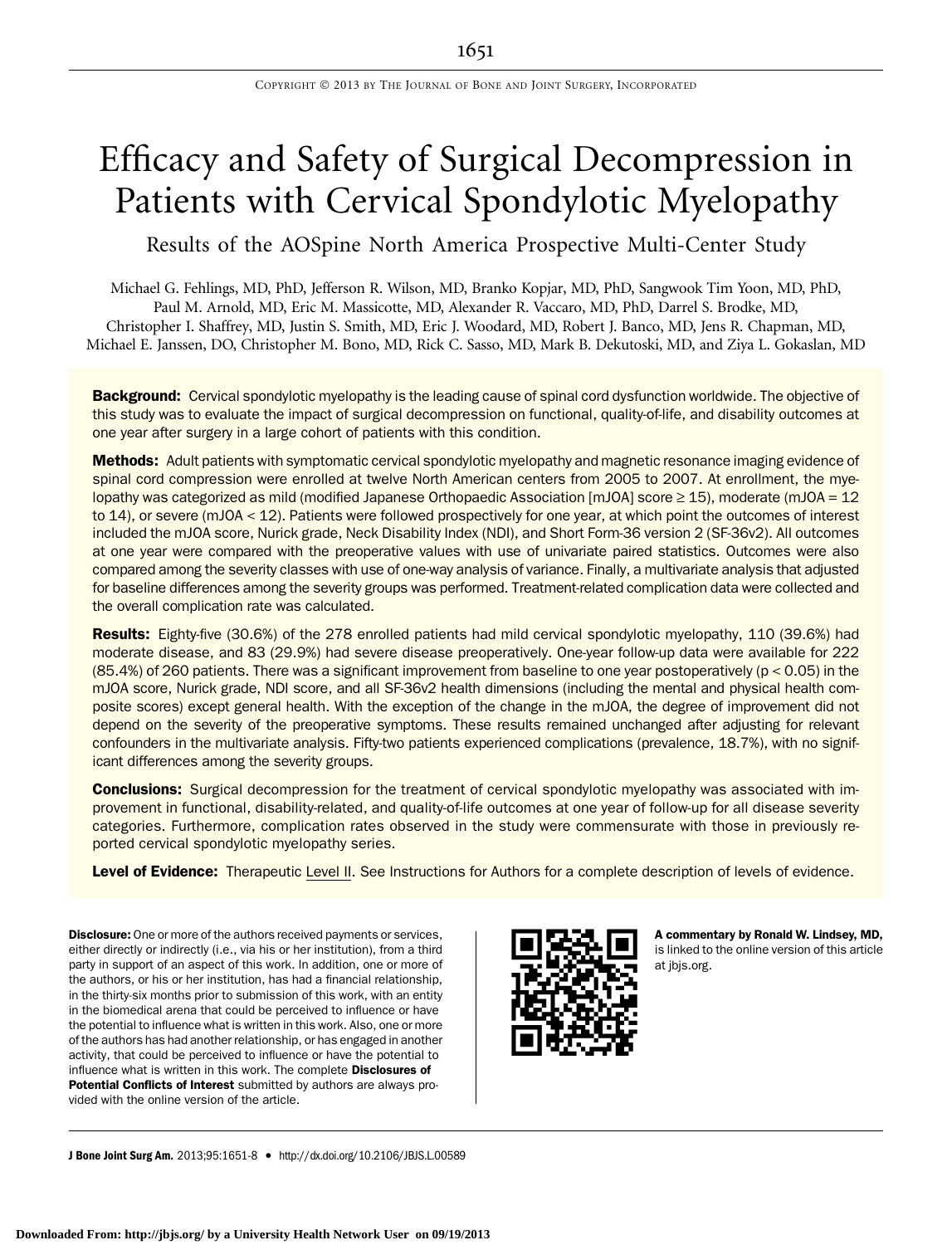# Efficacy and Safety of Surgical Decompression in Patients with Cervical Spondylotic Myelopathy

## Results of the AOSpine North America Prospective Multi-Center Study

Michael G. Fehlings, MD, PhD, Jefferson R. Wilson, MD, Branko Kopjar, MD, PhD, Sangwook Tim Yoon, MD, PhD, Paul M. Arnold, MD, Eric M. Massicotte, MD, Alexander R. Vaccaro, MD, PhD, Darrel S. Brodke, MD, Christopher I. Shaffrey, MD, Justin S. Smith, MD, Eric J. Woodard, MD, Robert J. Banco, MD, Jens R. Chapman, MD, Michael E. Janssen, DO, Christopher M. Bono, MD, Rick C. Sasso, MD, Mark B. Dekutoski, MD, and Ziya L. Gokaslan, MD

**Background:** Cervical spondylotic myelopathy is the leading cause of spinal cord dysfunction worldwide. The objective of this study was to evaluate the impact of surgical decompression on functional, quality-of-life, and disability outcomes at one year after surgery in a large cohort of patients with this condition.

**Methods:** Adult patients with symptomatic cervical spondylotic myelopathy and magnetic resonance imaging evidence of spinal cord compression were enrolled at twelve North American centers from 2005 to 2007. At enrollment, the myelopathy was categorized as mild (modified Japanese Orthopaedic Association [mJOA] score ≥ 15), moderate (mJOA = 12 to 14), or severe (mJOA < 12). Patients were followed prospectively for one year, at which point the outcomes of interest included the mJOA score, Nurick grade, Neck Disability Index (NDI), and Short Form-36 version 2 (SF-36v2). All outcomes at one year were compared with the preoperative values with use of univariate paired statistics. Outcomes were also compared among the severity classes with use of one-way analysis of variance. Finally, a multivariate analysis that adjusted for baseline differences among the severity groups was performed. Treatment-related complication data were collected and the overall complication rate was calculated.

**Results:** Eighty-five (30.6%) of the 278 enrolled patients had mild cervical spondylotic myelopathy, 110 (39.6%) had moderate disease, and 83 (29.9%) had severe disease preoperatively. One-year follow-up data were available for 222 (85.4%) of 260 patients. There was a significant improvement from baseline to one year postoperatively ($p < 0.05$) in the mJOA score, Nurick grade, NDI score, and all SF-36v2 health dimensions (including the mental and physical health composite scores) except general health. With the exception of the change in the mJOA, the degree of improvement did not depend on the severity of the preoperative symptoms. These results remained unchanged after adjusting for relevant confounders in the multivariate analysis. Fifty-two patients experienced complications (prevalence, 18.7%), with no significant differences among the severity groups.

**Conclusions:** Surgical decompression for the treatment of cervical spondylotic myelopathy was associated with improvement in functional, disability-related, and quality-of-life outcomes at one year of follow-up for all disease severity categories. Furthermore, complication rates observed in the study were commensurate with those in previously reported cervical spondylotic myelopathy series.

**Level of Evidence:** Therapeutic Level II. See Instructions for Authors for a complete description of levels of evidence.

**Disclosure:** One or more of the authors received payments or services, either directly or indirectly (i.e., via his or her institution), from a third party in support of an aspect of this work. In addition, one or more of the authors, or his or her institution, has had a financial relationship, in the thirty-six months prior to submission of this work, with an entity in the biomedical arena that could be perceived to influence or have the potential to influence what is written in this work. Also, one or more of the authors has had another relationship, or has engaged in another activity, that could be perceived to influence or have the potential to influence what is written in this work. The complete **Disclosures of Potential Conflicts of Interest** submitted by authors are always provided with the online version of the article.

**A commentary by Ronald W. Lindsey, MD,** is linked to the online version of this article at jbjs.org.

J Bone Joint Surg Am. 2013;95:1651-8 • http://dx.doi.org/10.2106/JBJS.L.00589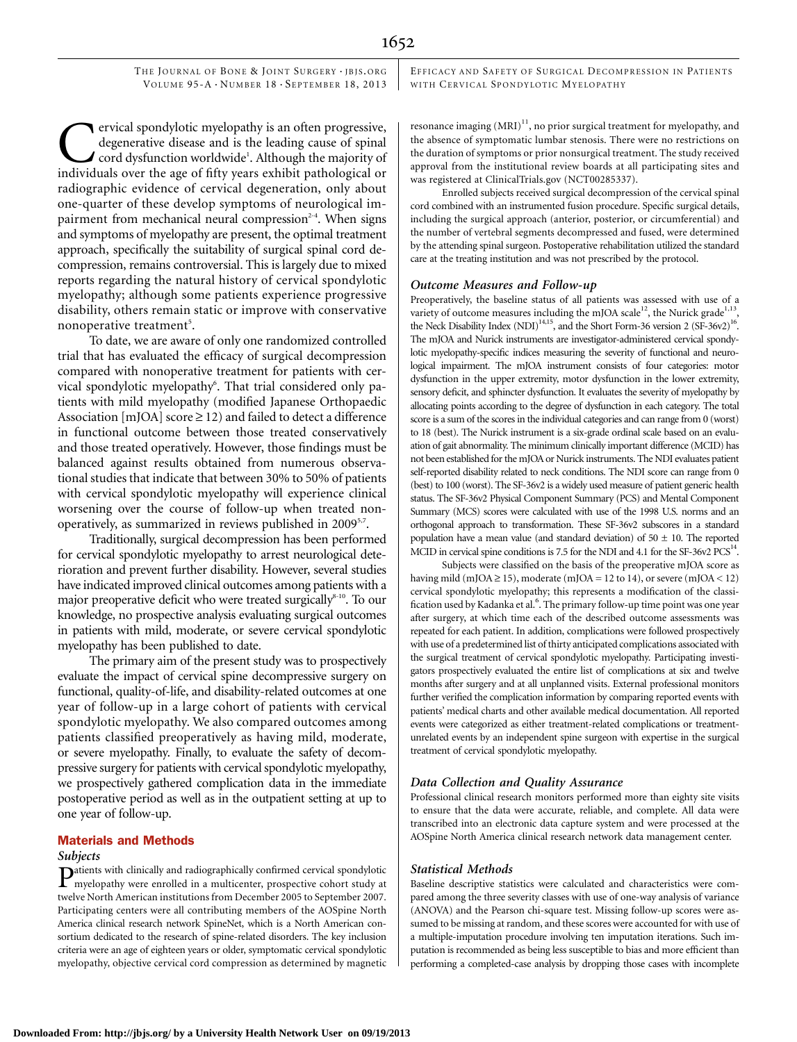Cervical spondylotic myelopathy is an often progressive, degenerative disease and is the leading cause of spinal cord dysfunction worldwide[1]. Although the majority of individuals over the age of fifty years exhibit pathological or radiographic evidence of cervical degeneration, only about one-quarter of these develop symptoms of neurological impairment from mechanical neural compression[2-4]. When signs and symptoms of myelopathy are present, the optimal treatment approach, specifically the suitability of surgical spinal cord decompression, remains controversial. This is largely due to mixed reports regarding the natural history of cervical spondylotic myelopathy; although some patients experience progressive disability, others remain static or improve with conservative nonoperative treatment[5].

To date, we are aware of only one randomized controlled trial that has evaluated the efficacy of surgical decompression compared with nonoperative treatment for patients with cervical spondylotic myelopathy[6]. That trial considered only patients with mild myelopathy (modified Japanese Orthopaedic Association [mJOA] score ≥ 12) and failed to detect a difference in functional outcome between those treated conservatively and those treated operatively. However, those findings must be balanced against results obtained from numerous observational studies that indicate that between 30% to 50% of patients with cervical spondylotic myelopathy will experience clinical worsening over the course of follow-up when treated nonoperatively, as summarized in reviews published in 2009[5,7].

Traditionally, surgical decompression has been performed for cervical spondylotic myelopathy to arrest neurological deterioration and prevent further disability. However, several studies have indicated improved clinical outcomes among patients with a major preoperative deficit who were treated surgically[8-10]. To our knowledge, no prospective analysis evaluating surgical outcomes in patients with mild, moderate, or severe cervical spondylotic myelopathy has been published to date.

The primary aim of the present study was to prospectively evaluate the impact of cervical spine decompressive surgery on functional, quality-of-life, and disability-related outcomes at one year of follow-up in a large cohort of patients with cervical spondylotic myelopathy. We also compared outcomes among patients classified preoperatively as having mild, moderate, or severe myelopathy. Finally, to evaluate the safety of decompressive surgery for patients with cervical spondylotic myelopathy, we prospectively gathered complication data in the immediate postoperative period as well as in the outpatient setting at up to one year of follow-up.

## Materials and Methods

### Subjects

Patients with clinically and radiographically confirmed cervical spondylotic myelopathy were enrolled in a multicenter, prospective cohort study at twelve North American institutions from December 2005 to September 2007. Participating centers were all contributing members of the AOSpine North America clinical research network SpineNet, which is a North American consortium dedicated to the research of spine-related disorders. The key inclusion criteria were an age of eighteen years or older, symptomatic cervical spondylotic myelopathy, objective cervical cord compression as determined by magnetic resonance imaging (MRI)[11], no prior surgical treatment for myelopathy, and the absence of symptomatic lumbar stenosis. There were no restrictions on the duration of symptoms or prior nonsurgical treatment. The study received approval from the institutional review boards at all participating sites and was registered at ClinicalTrials.gov (NCT00285337).

Enrolled subjects received surgical decompression of the cervical spinal cord combined with an instrumented fusion procedure. Specific surgical details, including the surgical approach (anterior, posterior, or circumferential) and the number of vertebral segments decompressed and fused, were determined by the attending spinal surgeon. Postoperative rehabilitation utilized the standard care at the treating institution and was not prescribed by the protocol.

### Outcome Measures and Follow-up

Preoperatively, the baseline status of all patients was assessed with use of a variety of outcome measures including the mJOA scale[12], the Nurick grade[1,13], the Neck Disability Index (NDI)[14,15], and the Short Form-36 version 2 (SF-36v2)[16]. The mJOA and Nurick instruments are investigator-administered cervical spondylotic myelopathy-specific indices measuring the severity of functional and neurological impairment. The mJOA instrument consists of four categories: motor dysfunction in the upper extremity, motor dysfunction in the lower extremity, sensory deficit, and sphincter dysfunction. It evaluates the severity of myelopathy by allocating points according to the degree of dysfunction in each category. The total score is a sum of the scores in the individual categories and can range from 0 (worst) to 18 (best). The Nurick instrument is a six-grade ordinal scale based on an evaluation of gait abnormality. The minimum clinically important difference (MCID) has not been established for the mJOA or Nurick instruments. The NDI evaluates patient self-reported disability related to neck conditions. The NDI score can range from 0 (best) to 100 (worst). The SF-36v2 is a widely used measure of patient generic health status. The SF-36v2 Physical Component Summary (PCS) and Mental Component Summary (MCS) scores were calculated with use of the 1998 U.S. norms and an orthogonal approach to transformation. These SF-36v2 subscores in a standard population have a mean value (and standard deviation) of 50 ± 10. The reported MCID in cervical spine conditions is 7.5 for the NDI and 4.1 for the SF-36v2 PCS[14].

Subjects were classified on the basis of the preoperative mJOA score as having mild (mJOA ≥ 15), moderate (mJOA = 12 to 14), or severe (mJOA < 12) cervical spondylotic myelopathy; this represents a modification of the classification used by Kadanka et al.[6]. The primary follow-up time point was one year after surgery, at which time each of the described outcome assessments was repeated for each patient. In addition, complications were followed prospectively with use of a predetermined list of thirty anticipated complications associated with the surgical treatment of cervical spondylotic myelopathy. Participating investigators prospectively evaluated the entire list of complications at six and twelve months after surgery and at all unplanned visits. External professional monitors further verified the complication information by comparing reported events with patients' medical charts and other available medical documentation. All reported events were categorized as either treatment-related complications or treatment-unrelated events by an independent spine surgeon with expertise in the surgical treatment of cervical spondylotic myelopathy.

### Data Collection and Quality Assurance

Professional clinical research monitors performed more than eighty site visits to ensure that the data were accurate, reliable, and complete. All data were transcribed into an electronic data capture system and were processed at the AOSpine North America clinical research network data management center.

### Statistical Methods

Baseline descriptive statistics were calculated and characteristics were compared among the three severity classes with use of one-way analysis of variance (ANOVA) and the Pearson chi-square test. Missing follow-up scores were assumed to be missing at random, and these scores were accounted for with use of a multiple-imputation procedure involving ten imputation iterations. Such imputation is recommended as being less susceptible to bias and more efficient than performing a completed-case analysis by dropping those cases with incomplete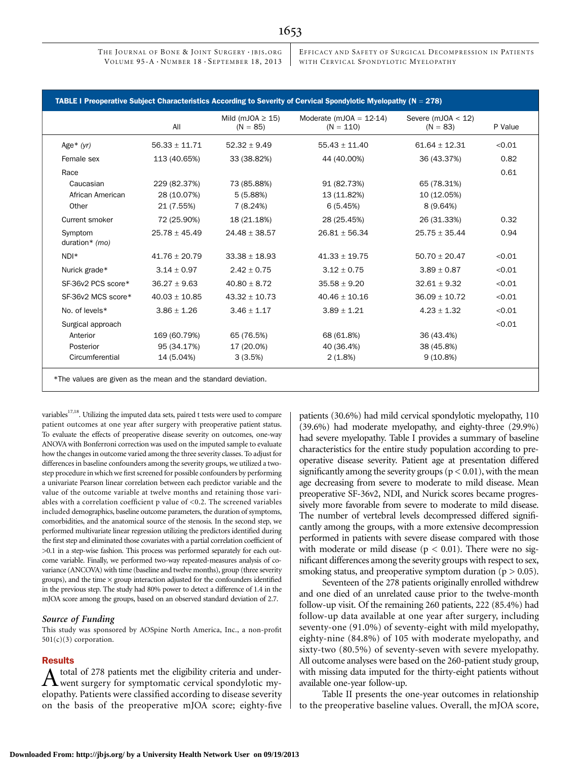**TABLE I Preoperative Subject Characteristics According to Severity of Cervical Spondylotic Myelopathy (N = 278)**

| | All | Mild (mJOA ≥ 15) (N = 85) | Moderate (mJOA = 12-14) (N = 110) | Severe (mJOA < 12) (N = 83) | P Value |
|---|---|---|---|---|---|
| Age* *(yr)* | 56.33 ± 11.71 | 52.32 ± 9.49 | 55.43 ± 11.40 | 61.64 ± 12.31 | <0.01 |
| Female sex | 113 (40.65%) | 33 (38.82%) | 44 (40.00%) | 36 (43.37%) | 0.82 |
| Race | | | | | 0.61 |
| Caucasian | 229 (82.37%) | 73 (85.88%) | 91 (82.73%) | 65 (78.31%) | |
| African American | 28 (10.07%) | 5 (5.88%) | 13 (11.82%) | 10 (12.05%) | |
| Other | 21 (7.55%) | 7 (8.24%) | 6 (5.45%) | 8 (9.64%) | |
| Current smoker | 72 (25.90%) | 18 (21.18%) | 28 (25.45%) | 26 (31.33%) | 0.32 |
| Symptom duration* *(mo)* | 25.78 ± 45.49 | 24.48 ± 38.57 | 26.81 ± 56.34 | 25.75 ± 35.44 | 0.94 |
| NDI* | 41.76 ± 20.79 | 33.38 ± 18.93 | 41.33 ± 19.75 | 50.70 ± 20.47 | <0.01 |
| Nurick grade* | 3.14 ± 0.97 | 2.42 ± 0.75 | 3.12 ± 0.75 | 3.89 ± 0.87 | <0.01 |
| SF-36v2 PCS score* | 36.27 ± 9.63 | 40.80 ± 8.72 | 35.58 ± 9.20 | 32.61 ± 9.32 | <0.01 |
| SF-36v2 MCS score* | 40.03 ± 10.85 | 43.32 ± 10.73 | 40.46 ± 10.16 | 36.09 ± 10.72 | <0.01 |
| No. of levels* | 3.86 ± 1.26 | 3.46 ± 1.17 | 3.89 ± 1.21 | 4.23 ± 1.32 | <0.01 |
| Surgical approach | | | | | <0.01 |
| Anterior | 169 (60.79%) | 65 (76.5%) | 68 (61.8%) | 36 (43.4%) | |
| Posterior | 95 (34.17%) | 17 (20.0%) | 40 (36.4%) | 38 (45.8%) | |
| Circumferential | 14 (5.04%) | 3 (3.5%) | 2 (1.8%) | 9 (10.8%) | |

*The values are given as the mean and the standard deviation.

variables[17,18]. Utilizing the imputed data sets, paired t tests were used to compare patient outcomes at one year after surgery with preoperative patient status. To evaluate the effects of preoperative disease severity on outcomes, one-way ANOVA with Bonferroni correction was used on the imputed sample to evaluate how the changes in outcome varied among the three severity classes. To adjust for differences in baseline confounders among the severity groups, we utilized a two-step procedure in which we first screened for possible confounders by performing a univariate Pearson linear correlation between each predictor variable and the value of the outcome variable at twelve months and retaining those variables with a correlation coefficient p value of <0.2. The screened variables included demographics, baseline outcome parameters, the duration of symptoms, comorbidities, and the anatomical source of the stenosis. In the second step, we performed multivariate linear regression utilizing the predictors identified during the first step and eliminated those covariates with a partial correlation coefficient of >0.1 in a step-wise fashion. This process was performed separately for each outcome variable. Finally, we performed two-way repeated-measures analysis of covariance (ANCOVA) with time (baseline and twelve months), group (three severity groups), and the time × group interaction adjusted for the confounders identified in the previous step. The study had 80% power to detect a difference of 1.4 in the mJOA score among the groups, based on an observed standard deviation of 2.7.

### *Source of Funding*

This study was sponsored by AOSpine North America, Inc., a non-profit 501(c)(3) corporation.

## Results

A total of 278 patients met the eligibility criteria and underwent surgery for symptomatic cervical spondylotic myelopathy. Patients were classified according to disease severity on the basis of the preoperative mJOA score; eighty-five patients (30.6%) had mild cervical spondylotic myelopathy, 110 (39.6%) had moderate myelopathy, and eighty-three (29.9%) had severe myelopathy. Table I provides a summary of baseline characteristics for the entire study population according to preoperative disease severity. Patient age at presentation differed significantly among the severity groups ($p < 0.01$), with the mean age decreasing from severe to moderate to mild disease. Mean preoperative SF-36v2, NDI, and Nurick scores became progressively more favorable from severe to moderate to mild disease. The number of vertebral levels decompressed differed significantly among the groups, with a more extensive decompression performed in patients with severe disease compared with those with moderate or mild disease ($p < 0.01$). There were no significant differences among the severity groups with respect to sex, smoking status, and preoperative symptom duration ($p > 0.05$).

Seventeen of the 278 patients originally enrolled withdrew and one died of an unrelated cause prior to the twelve-month follow-up visit. Of the remaining 260 patients, 222 (85.4%) had follow-up data available at one year after surgery, including seventy-one (91.0%) of seventy-eight with mild myelopathy, eighty-nine (84.8%) of 105 with moderate myelopathy, and sixty-two (80.5%) of seventy-seven with severe myelopathy. All outcome analyses were based on the 260-patient study group, with missing data imputed for the thirty-eight patients without available one-year follow-up.

Table II presents the one-year outcomes in relationship to the preoperative baseline values. Overall, the mJOA score,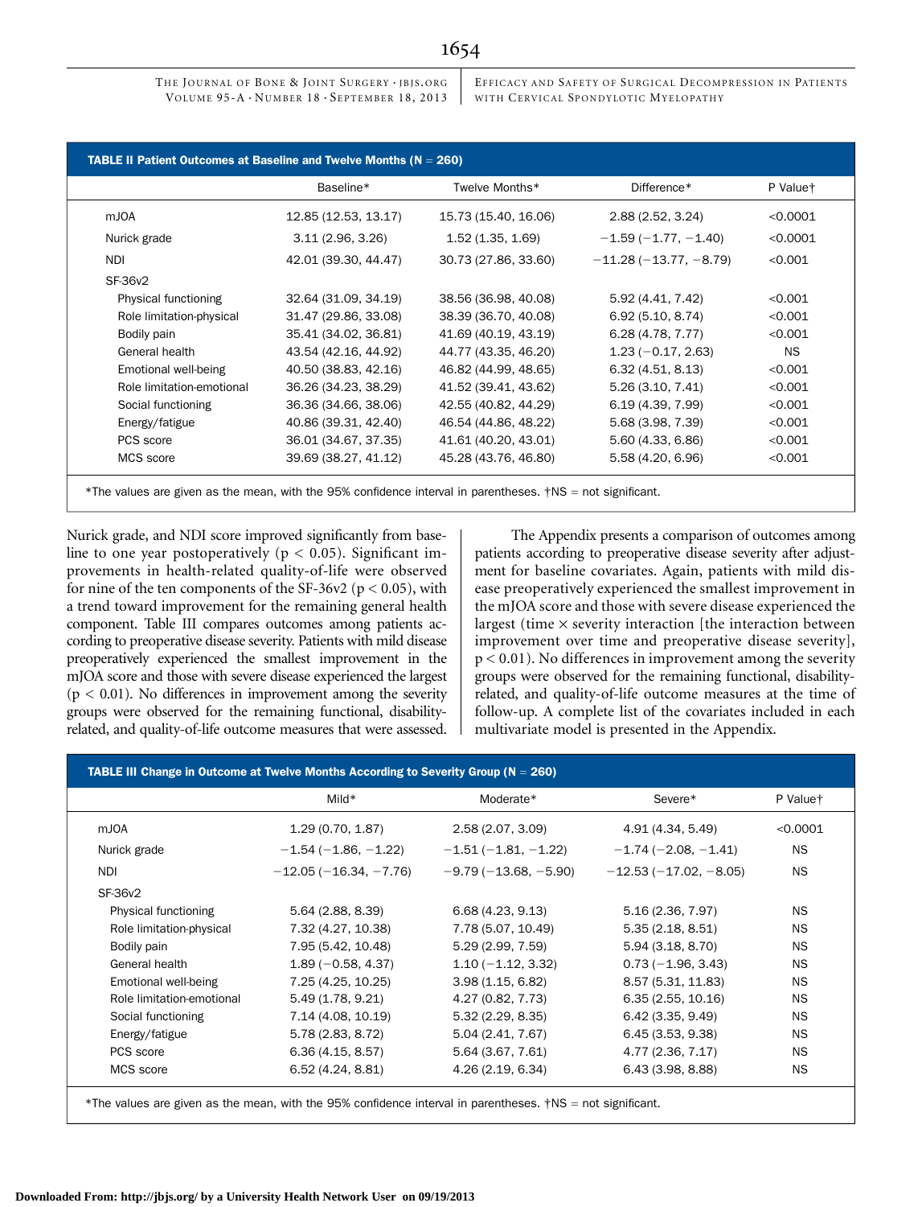**TABLE II Patient Outcomes at Baseline and Twelve Months (N = 260)**

| | Baseline* | Twelve Months* | Difference* | P Value† |
|---|---|---|---|---|
| mJOA | 12.85 (12.53, 13.17) | 15.73 (15.40, 16.06) | 2.88 (2.52, 3.24) | <0.0001 |
| Nurick grade | 3.11 (2.96, 3.26) | 1.52 (1.35, 1.69) | −1.59 (−1.77, −1.40) | <0.0001 |
| NDI | 42.01 (39.30, 44.47) | 30.73 (27.86, 33.60) | −11.28 (−13.77, −8.79) | <0.001 |
| SF-36v2 | | | | |
| Physical functioning | 32.64 (31.09, 34.19) | 38.56 (36.98, 40.08) | 5.92 (4.41, 7.42) | <0.001 |
| Role limitation-physical | 31.47 (29.86, 33.08) | 38.39 (36.70, 40.08) | 6.92 (5.10, 8.74) | <0.001 |
| Bodily pain | 35.41 (34.02, 36.81) | 41.69 (40.19, 43.19) | 6.28 (4.78, 7.77) | <0.001 |
| General health | 43.54 (42.16, 44.92) | 44.77 (43.35, 46.20) | 1.23 (−0.17, 2.63) | NS |
| Emotional well-being | 40.50 (38.83, 42.16) | 46.82 (44.99, 48.65) | 6.32 (4.51, 8.13) | <0.001 |
| Role limitation-emotional | 36.26 (34.23, 38.29) | 41.52 (39.41, 43.62) | 5.26 (3.10, 7.41) | <0.001 |
| Social functioning | 36.36 (34.66, 38.06) | 42.55 (40.82, 44.29) | 6.19 (4.39, 7.99) | <0.001 |
| Energy/fatigue | 40.86 (39.31, 42.40) | 46.54 (44.86, 48.22) | 5.68 (3.98, 7.39) | <0.001 |
| PCS score | 36.01 (34.67, 37.35) | 41.61 (40.20, 43.01) | 5.60 (4.33, 6.86) | <0.001 |
| MCS score | 39.69 (38.27, 41.12) | 45.28 (43.76, 46.80) | 5.58 (4.20, 6.96) | <0.001 |

*The values are given as the mean, with the 95% confidence interval in parentheses. †NS = not significant.

Nurick grade, and NDI score improved significantly from baseline to one year postoperatively ($p < 0.05$). Significant improvements in health-related quality-of-life were observed for nine of the ten components of the SF-36v2 ($p < 0.05$), with a trend toward improvement for the remaining general health component. Table III compares outcomes among patients according to preoperative disease severity. Patients with mild disease preoperatively experienced the smallest improvement in the mJOA score and those with severe disease experienced the largest ($p < 0.01$). No differences in improvement among the severity groups were observed for the remaining functional, disability-related, and quality-of-life outcome measures that were assessed.

The Appendix presents a comparison of outcomes among patients according to preoperative disease severity after adjustment for baseline covariates. Again, patients with mild disease preoperatively experienced the smallest improvement in the mJOA score and those with severe disease experienced the largest (time × severity interaction [the interaction between improvement over time and preoperative disease severity], $p < 0.01$). No differences in improvement among the severity groups were observed for the remaining functional, disability-related, and quality-of-life outcome measures at the time of follow-up. A complete list of the covariates included in each multivariate model is presented in the Appendix.

**TABLE III Change in Outcome at Twelve Months According to Severity Group (N = 260)**

| | Mild* | Moderate* | Severe* | P Value† |
|---|---|---|---|---|
| mJOA | 1.29 (0.70, 1.87) | 2.58 (2.07, 3.09) | 4.91 (4.34, 5.49) | <0.0001 |
| Nurick grade | −1.54 (−1.86, −1.22) | −1.51 (−1.81, −1.22) | −1.74 (−2.08, −1.41) | NS |
| NDI | −12.05 (−16.34, −7.76) | −9.79 (−13.68, −5.90) | −12.53 (−17.02, −8.05) | NS |
| SF-36v2 | | | | |
| Physical functioning | 5.64 (2.88, 8.39) | 6.68 (4.23, 9.13) | 5.16 (2.36, 7.97) | NS |
| Role limitation-physical | 7.32 (4.27, 10.38) | 7.78 (5.07, 10.49) | 5.35 (2.18, 8.51) | NS |
| Bodily pain | 7.95 (5.42, 10.48) | 5.29 (2.99, 7.59) | 5.94 (3.18, 8.70) | NS |
| General health | 1.89 (−0.58, 4.37) | 1.10 (−1.12, 3.32) | 0.73 (−1.96, 3.43) | NS |
| Emotional well-being | 7.25 (4.25, 10.25) | 3.98 (1.15, 6.82) | 8.57 (5.31, 11.83) | NS |
| Role limitation-emotional | 5.49 (1.78, 9.21) | 4.27 (0.82, 7.73) | 6.35 (2.55, 10.16) | NS |
| Social functioning | 7.14 (4.08, 10.19) | 5.32 (2.29, 8.35) | 6.42 (3.35, 9.49) | NS |
| Energy/fatigue | 5.78 (2.83, 8.72) | 5.04 (2.41, 7.67) | 6.45 (3.53, 9.38) | NS |
| PCS score | 6.36 (4.15, 8.57) | 5.64 (3.67, 7.61) | 4.77 (2.36, 7.17) | NS |
| MCS score | 6.52 (4.24, 8.81) | 4.26 (2.19, 6.34) | 6.43 (3.98, 8.88) | NS |

*The values are given as the mean, with the 95% confidence interval in parentheses. †NS = not significant.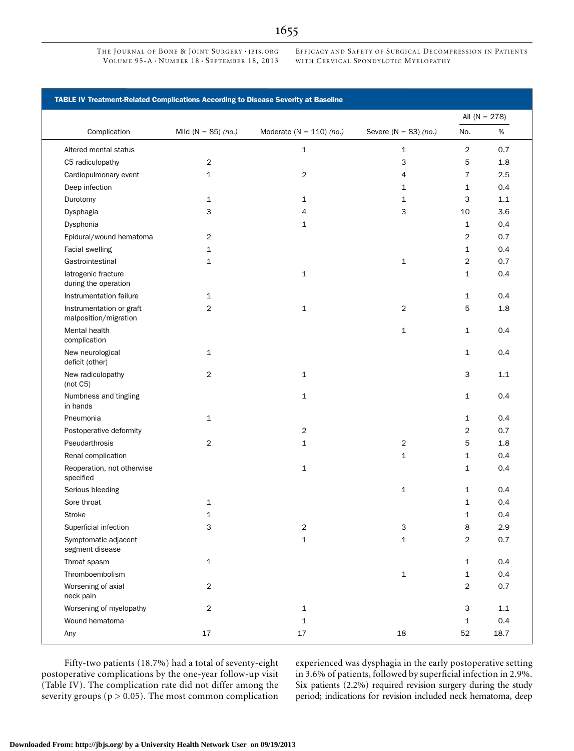**TABLE IV Treatment-Related Complications According to Disease Severity at Baseline**

| Complication | Mild (N = 85) *(no.)* | Moderate (N = 110) *(no.)* | Severe (N = 83) *(no.)* | All (N = 278) | |
|---|---|---|---|---|---|
| | | | | No. | % |
| Altered mental status | | 1 | 1 | 2 | 0.7 |
| C5 radiculopathy | 2 | | 3 | 5 | 1.8 |
| Cardiopulmonary event | 1 | 2 | 4 | 7 | 2.5 |
| Deep infection | | | 1 | 1 | 0.4 |
| Durotomy | 1 | 1 | 1 | 3 | 1.1 |
| Dysphagia | 3 | 4 | 3 | 10 | 3.6 |
| Dysphonia | | 1 | | 1 | 0.4 |
| Epidural/wound hematoma | 2 | | | 2 | 0.7 |
| Facial swelling | 1 | | | 1 | 0.4 |
| Gastrointestinal | 1 | | 1 | 2 | 0.7 |
| Iatrogenic fracture during the operation | | 1 | | 1 | 0.4 |
| Instrumentation failure | 1 | | | 1 | 0.4 |
| Instrumentation or graft malposition/migration | 2 | 1 | 2 | 5 | 1.8 |
| Mental health complication | | | 1 | 1 | 0.4 |
| New neurological deficit (other) | 1 | | | 1 | 0.4 |
| New radiculopathy (not C5) | 2 | 1 | | 3 | 1.1 |
| Numbness and tingling in hands | | 1 | | 1 | 0.4 |
| Pneumonia | 1 | | | 1 | 0.4 |
| Postoperative deformity | | 2 | | 2 | 0.7 |
| Pseudarthrosis | 2 | 1 | 2 | 5 | 1.8 |
| Renal complication | | | 1 | 1 | 0.4 |
| Reoperation, not otherwise specified | | 1 | | 1 | 0.4 |
| Serious bleeding | | | 1 | 1 | 0.4 |
| Sore throat | 1 | | | 1 | 0.4 |
| Stroke | 1 | | | 1 | 0.4 |
| Superficial infection | 3 | 2 | 3 | 8 | 2.9 |
| Symptomatic adjacent segment disease | | 1 | 1 | 2 | 0.7 |
| Throat spasm | 1 | | | 1 | 0.4 |
| Thromboembolism | | | 1 | 1 | 0.4 |
| Worsening of axial neck pain | 2 | | | 2 | 0.7 |
| Worsening of myelopathy | 2 | 1 | | 3 | 1.1 |
| Wound hematoma | | 1 | | 1 | 0.4 |
| Any | 17 | 17 | 18 | 52 | 18.7 |

Fifty-two patients (18.7%) had a total of seventy-eight postoperative complications by the one-year follow-up visit (Table IV). The complication rate did not differ among the severity groups ($p > 0.05$). The most common complication experienced was dysphagia in the early postoperative setting in 3.6% of patients, followed by superficial infection in 2.9%. Six patients (2.2%) required revision surgery during the study period; indications for revision included neck hematoma, deep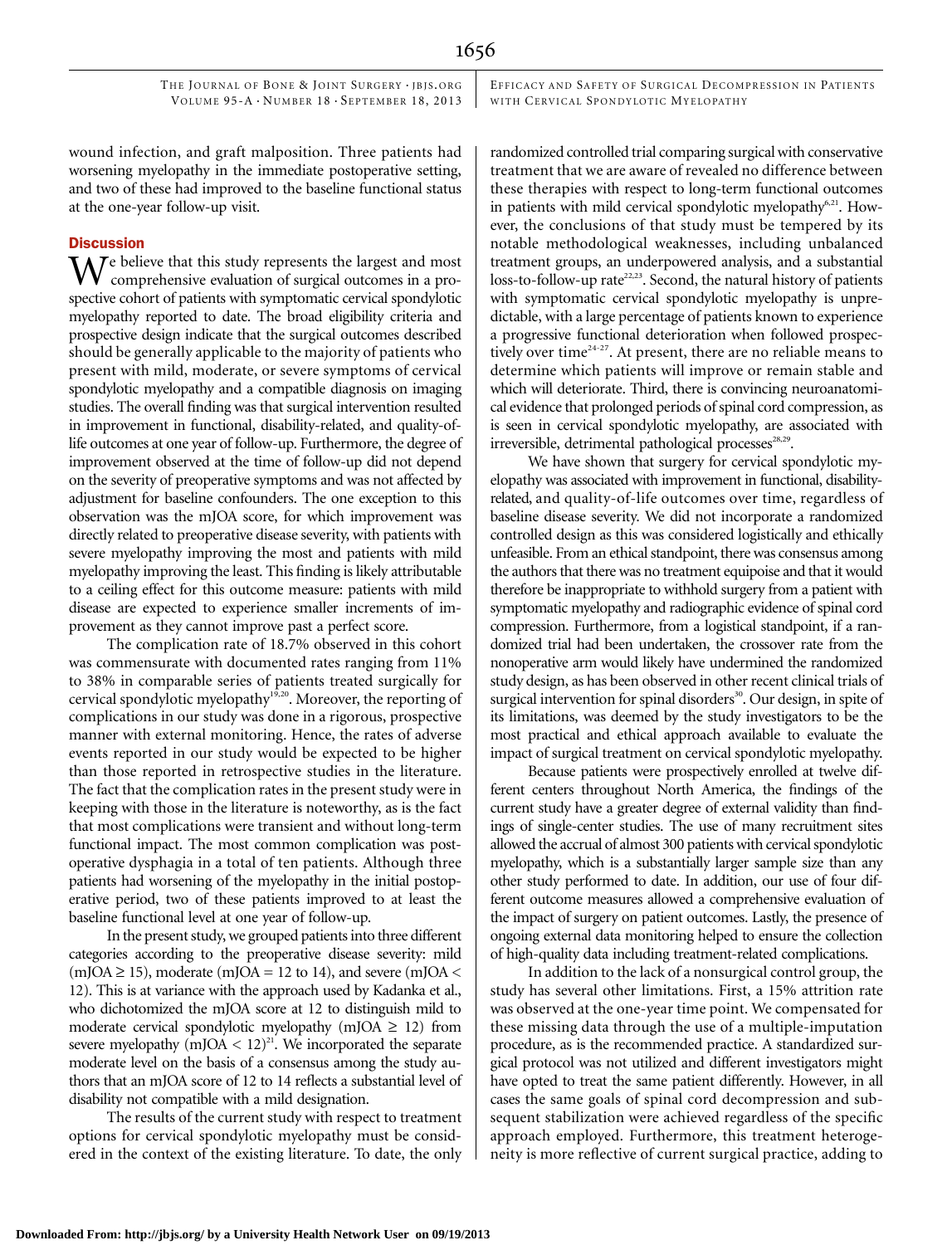wound infection, and graft malposition. Three patients had worsening myelopathy in the immediate postoperative setting, and two of these had improved to the baseline functional status at the one-year follow-up visit.

## Discussion

We believe that this study represents the largest and most comprehensive evaluation of surgical outcomes in a prospective cohort of patients with symptomatic cervical spondylotic myelopathy reported to date. The broad eligibility criteria and prospective design indicate that the surgical outcomes described should be generally applicable to the majority of patients who present with mild, moderate, or severe symptoms of cervical spondylotic myelopathy and a compatible diagnosis on imaging studies. The overall finding was that surgical intervention resulted in improvement in functional, disability-related, and quality-of-life outcomes at one year of follow-up. Furthermore, the degree of improvement observed at the time of follow-up did not depend on the severity of preoperative symptoms and was not affected by adjustment for baseline confounders. The one exception to this observation was the mJOA score, for which improvement was directly related to preoperative disease severity, with patients with severe myelopathy improving the most and patients with mild myelopathy improving the least. This finding is likely attributable to a ceiling effect for this outcome measure: patients with mild disease are expected to experience smaller increments of improvement as they cannot improve past a perfect score.

The complication rate of 18.7% observed in this cohort was commensurate with documented rates ranging from 11% to 38% in comparable series of patients treated surgically for cervical spondylotic myelopathy[19,20]. Moreover, the reporting of complications in our study was done in a rigorous, prospective manner with external monitoring. Hence, the rates of adverse events reported in our study would be expected to be higher than those reported in retrospective studies in the literature. The fact that the complication rates in the present study were in keeping with those in the literature is noteworthy, as is the fact that most complications were transient and without long-term functional impact. The most common complication was postoperative dysphagia in a total of ten patients. Although three patients had worsening of the myelopathy in the initial postoperative period, two of these patients improved to at least the baseline functional level at one year of follow-up.

In the present study, we grouped patients into three different categories according to the preoperative disease severity: mild (mJOA $\geq$ 15), moderate (mJOA = 12 to 14), and severe (mJOA < 12). This is at variance with the approach used by Kadanka et al., who dichotomized the mJOA score at 12 to distinguish mild to moderate cervical spondylotic myelopathy (mJOA $\geq$ 12) from severe myelopathy (mJOA < 12)[21]. We incorporated the separate moderate level on the basis of a consensus among the study authors that an mJOA score of 12 to 14 reflects a substantial level of disability not compatible with a mild designation.

The results of the current study with respect to treatment options for cervical spondylotic myelopathy must be considered in the context of the existing literature. To date, the only randomized controlled trial comparing surgical with conservative treatment that we are aware of revealed no difference between these therapies with respect to long-term functional outcomes in patients with mild cervical spondylotic myelopathy[6,21]. However, the conclusions of that study must be tempered by its notable methodological weaknesses, including unbalanced treatment groups, an underpowered analysis, and a substantial loss-to-follow-up rate[22,23]. Second, the natural history of patients with symptomatic cervical spondylotic myelopathy is unpredictable, with a large percentage of patients known to experience a progressive functional deterioration when followed prospectively over time[24-27]. At present, there are no reliable means to determine which patients will improve or remain stable and which will deteriorate. Third, there is convincing neuroanatomical evidence that prolonged periods of spinal cord compression, as is seen in cervical spondylotic myelopathy, are associated with irreversible, detrimental pathological processes[28,29].

We have shown that surgery for cervical spondylotic myelopathy was associated with improvement in functional, disability-related, and quality-of-life outcomes over time, regardless of baseline disease severity. We did not incorporate a randomized controlled design as this was considered logistically and ethically unfeasible. From an ethical standpoint, there was consensus among the authors that there was no treatment equipoise and that it would therefore be inappropriate to withhold surgery from a patient with symptomatic myelopathy and radiographic evidence of spinal cord compression. Furthermore, from a logistical standpoint, if a randomized trial had been undertaken, the crossover rate from the nonoperative arm would likely have undermined the randomized study design, as has been observed in other recent clinical trials of surgical intervention for spinal disorders[30]. Our design, in spite of its limitations, was deemed by the study investigators to be the most practical and ethical approach available to evaluate the impact of surgical treatment on cervical spondylotic myelopathy.

Because patients were prospectively enrolled at twelve different centers throughout North America, the findings of the current study have a greater degree of external validity than findings of single-center studies. The use of many recruitment sites allowed the accrual of almost 300 patients with cervical spondylotic myelopathy, which is a substantially larger sample size than any other study performed to date. In addition, our use of four different outcome measures allowed a comprehensive evaluation of the impact of surgery on patient outcomes. Lastly, the presence of ongoing external data monitoring helped to ensure the collection of high-quality data including treatment-related complications.

In addition to the lack of a nonsurgical control group, the study has several other limitations. First, a 15% attrition rate was observed at the one-year time point. We compensated for these missing data through the use of a multiple-imputation procedure, as is the recommended practice. A standardized surgical protocol was not utilized and different investigators might have opted to treat the same patient differently. However, in all cases the same goals of spinal cord decompression and subsequent stabilization were achieved regardless of the specific approach employed. Furthermore, this treatment heterogeneity is more reflective of current surgical practice, adding to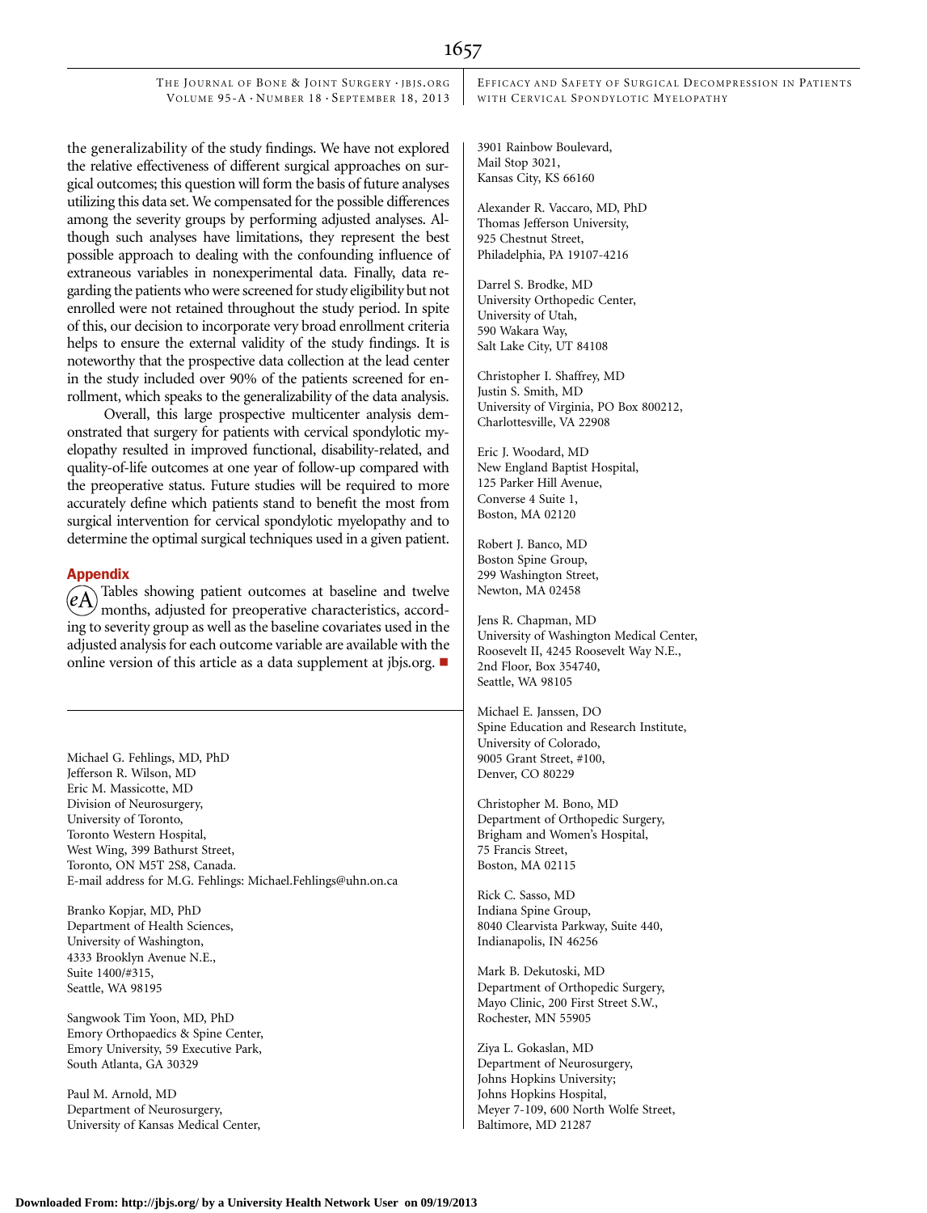the generalizability of the study findings. We have not explored the relative effectiveness of different surgical approaches on surgical outcomes; this question will form the basis of future analyses utilizing this data set. We compensated for the possible differences among the severity groups by performing adjusted analyses. Although such analyses have limitations, they represent the best possible approach to dealing with the confounding influence of extraneous variables in nonexperimental data. Finally, data regarding the patients who were screened for study eligibility but not enrolled were not retained throughout the study period. In spite of this, our decision to incorporate very broad enrollment criteria helps to ensure the external validity of the study findings. It is noteworthy that the prospective data collection at the lead center in the study included over 90% of the patients screened for enrollment, which speaks to the generalizability of the data analysis.

Overall, this large prospective multicenter analysis demonstrated that surgery for patients with cervical spondylotic myelopathy resulted in improved functional, disability-related, and quality-of-life outcomes at one year of follow-up compared with the preoperative status. Future studies will be required to more accurately define which patients stand to benefit the most from surgical intervention for cervical spondylotic myelopathy and to determine the optimal surgical techniques used in a given patient.

## Appendix

eA Tables showing patient outcomes at baseline and twelve months, adjusted for preoperative characteristics, according to severity group as well as the baseline covariates used in the adjusted analysis for each outcome variable are available with the online version of this article as a data supplement at jbjs.org. ■

---

Michael G. Fehlings, MD, PhD
Jefferson R. Wilson, MD
Eric M. Massicotte, MD
Division of Neurosurgery,
University of Toronto,
Toronto Western Hospital,
West Wing, 399 Bathurst Street,
Toronto, ON M5T 2S8, Canada.
E-mail address for M.G. Fehlings: Michael.Fehlings@uhn.on.ca

Branko Kopjar, MD, PhD
Department of Health Sciences,
University of Washington,
4333 Brooklyn Avenue N.E.,
Suite 1400/#315,
Seattle, WA 98195

Sangwook Tim Yoon, MD, PhD
Emory Orthopaedics & Spine Center,
Emory University, 59 Executive Park,
South Atlanta, GA 30329

Paul M. Arnold, MD
Department of Neurosurgery,
University of Kansas Medical Center,
3901 Rainbow Boulevard,
Mail Stop 3021,
Kansas City, KS 66160

Alexander R. Vaccaro, MD, PhD
Thomas Jefferson University,
925 Chestnut Street,
Philadelphia, PA 19107-4216

Darrel S. Brodke, MD
University Orthopedic Center,
University of Utah,
590 Wakara Way,
Salt Lake City, UT 84108

Christopher I. Shaffrey, MD
Justin S. Smith, MD
University of Virginia, PO Box 800212,
Charlottesville, VA 22908

Eric J. Woodard, MD
New England Baptist Hospital,
125 Parker Hill Avenue,
Converse 4 Suite 1,
Boston, MA 02120

Robert J. Banco, MD
Boston Spine Group,
299 Washington Street,
Newton, MA 02458

Jens R. Chapman, MD
University of Washington Medical Center,
Roosevelt II, 4245 Roosevelt Way N.E.,
2nd Floor, Box 354740,
Seattle, WA 98105

Michael E. Janssen, DO
Spine Education and Research Institute,
University of Colorado,
9005 Grant Street, #100,
Denver, CO 80229

Christopher M. Bono, MD
Department of Orthopedic Surgery,
Brigham and Women's Hospital,
75 Francis Street,
Boston, MA 02115

Rick C. Sasso, MD
Indiana Spine Group,
8040 Clearvista Parkway, Suite 440,
Indianapolis, IN 46256

Mark B. Dekutoski, MD
Department of Orthopedic Surgery,
Mayo Clinic, 200 First Street S.W.,
Rochester, MN 55905

Ziya L. Gokaslan, MD
Department of Neurosurgery,
Johns Hopkins University;
Johns Hopkins Hospital,
Meyer 7-109, 600 North Wolfe Street,
Baltimore, MD 21287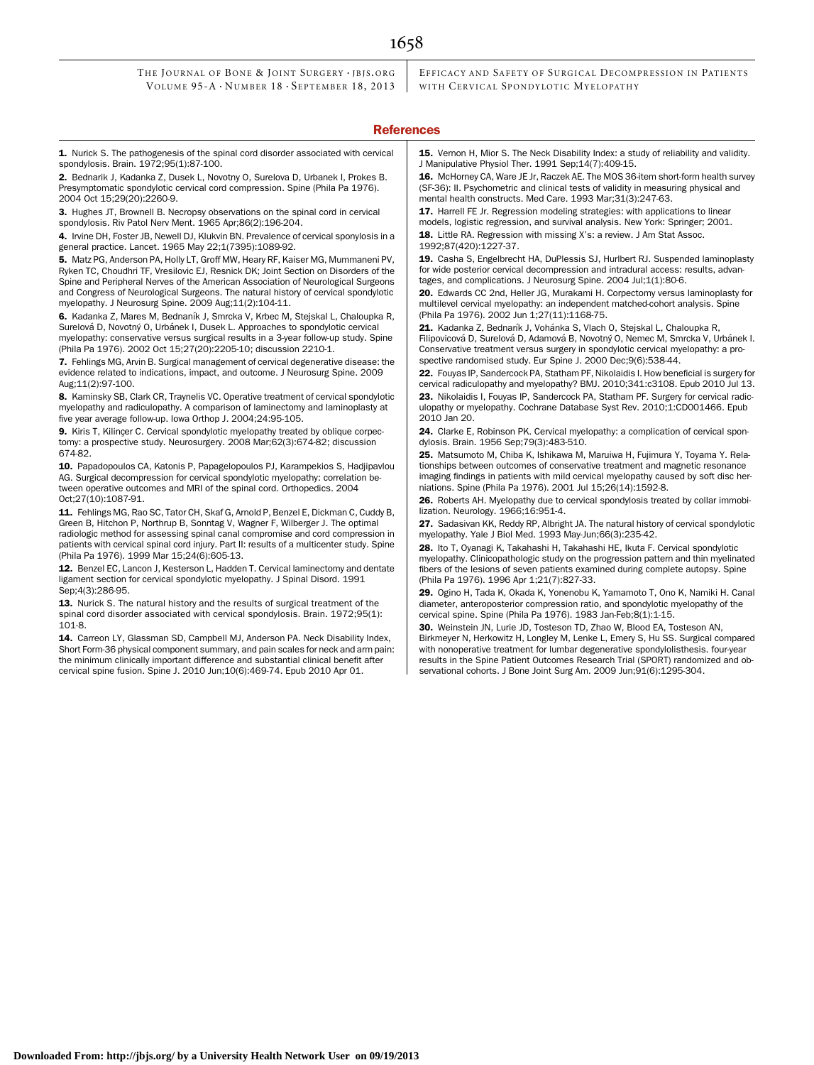## References

1. Nurick S. The pathogenesis of the spinal cord disorder associated with cervical spondylosis. Brain. 1972;95(1):87-100.

2. Bednarik J, Kadanka Z, Dusek L, Novotny O, Surelova D, Urbanek I, Prokes B. Presymptomatic spondylotic cervical cord compression. Spine (Phila Pa 1976). 2004 Oct 15;29(20):2260-9.

3. Hughes JT, Brownell B. Necropsy observations on the spinal cord in cervical spondylosis. Riv Patol Nerv Ment. 1965 Apr;86(2):196-204.

4. Irvine DH, Foster JB, Newell DJ, Klukvin BN. Prevalence of cervical sponylosis in a general practice. Lancet. 1965 May 22;1(7395):1089-92.

5. Matz PG, Anderson PA, Holly LT, Groff MW, Heary RF, Kaiser MG, Mummaneni PV, Ryken TC, Choudhri TF, Vresilovic EJ, Resnick DK; Joint Section on Disorders of the Spine and Peripheral Nerves of the American Association of Neurological Surgeons and Congress of Neurological Surgeons. The natural history of cervical spondylotic myelopathy. J Neurosurg Spine. 2009 Aug;11(2):104-11.

6. Kadanka Z, Mares M, Bednaník J, Smrcka V, Krbec M, Stejskal L, Chaloupka R, Surelová D, Novotný O, Urbánek I, Dusek L. Approaches to spondylotic cervical myelopathy: conservative versus surgical results in a 3-year follow-up study. Spine (Phila Pa 1976). 2002 Oct 15;27(20):2205-10; discussion 2210-1.

7. Fehlings MG, Arvin B. Surgical management of cervical degenerative disease: the evidence related to indications, impact, and outcome. J Neurosurg Spine. 2009 Aug;11(2):97-100.

8. Kaminsky SB, Clark CR, Traynelis VC. Operative treatment of cervical spondylotic myelopathy and radiculopathy. A comparison of laminectomy and laminoplasty at five year average follow-up. Iowa Orthop J. 2004;24:95-105.

9. Kiris T, Kilinçer C. Cervical spondylotic myelopathy treated by oblique corpectomy: a prospective study. Neurosurgery. 2008 Mar;62(3):674-82; discussion 674-82.

10. Papadopoulos CA, Katonis P, Papagelopoulos PJ, Karampekios S, Hadjipavlou AG. Surgical decompression for cervical spondylotic myelopathy: correlation between operative outcomes and MRI of the spinal cord. Orthopedics. 2004 Oct;27(10):1087-91.

11. Fehlings MG, Rao SC, Tator CH, Skaf G, Arnold P, Benzel E, Dickman C, Cuddy B, Green B, Hitchon P, Northrup B, Sonntag V, Wagner F, Wilberger J. The optimal radiologic method for assessing spinal canal compromise and cord compression in patients with cervical spinal cord injury. Part II: results of a multicenter study. Spine (Phila Pa 1976). 1999 Mar 15;24(6):605-13.

12. Benzel EC, Lancon J, Kesterson L, Hadden T. Cervical laminectomy and dentate ligament section for cervical spondylotic myelopathy. J Spinal Disord. 1991 Sep;4(3):286-95.

13. Nurick S. The natural history and the results of surgical treatment of the spinal cord disorder associated with cervical spondylosis. Brain. 1972;95(1):101-8.

14. Carreon LY, Glassman SD, Campbell MJ, Anderson PA. Neck Disability Index, Short Form-36 physical component summary, and pain scales for neck and arm pain: the minimum clinically important difference and substantial clinical benefit after cervical spine fusion. Spine J. 2010 Jun;10(6):469-74. Epub 2010 Apr 01.

15. Vernon H, Mior S. The Neck Disability Index: a study of reliability and validity. J Manipulative Physiol Ther. 1991 Sep;14(7):409-15.

16. McHorney CA, Ware JE Jr, Raczek AE. The MOS 36-item short-form health survey (SF-36): II. Psychometric and clinical tests of validity in measuring physical and mental health constructs. Med Care. 1993 Mar;31(3):247-63.

17. Harrell FE Jr. Regression modeling strategies: with applications to linear models, logistic regression, and survival analysis. New York: Springer; 2001.

18. Little RA. Regression with missing X's: a review. J Am Stat Assoc. 1992;87(420):1227-37.

19. Casha S, Engelbrecht HA, DuPlessis SJ, Hurlbert RJ. Suspended laminoplasty for wide posterior cervical decompression and intradural access: results, advantages, and complications. J Neurosurg Spine. 2004 Jul;1(1):80-6.

20. Edwards CC 2nd, Heller JG, Murakami H. Corpectomy versus laminoplasty for multilevel cervical myelopathy: an independent matched-cohort analysis. Spine (Phila Pa 1976). 2002 Jun 1;27(11):1168-75.

21. Kadanka Z, Bednarík J, Vohánka S, Vlach O, Stejskal L, Chaloupka R, Filipovicová D, Surelová D, Adamová B, Novotný O, Nemec M, Smrcka V, Urbánek I. Conservative treatment versus surgery in spondylotic cervical myelopathy: a prospective randomised study. Eur Spine J. 2000 Dec;9(6):538-44.

22. Fouyas IP, Sandercock PA, Statham PF, Nikolaidis I. How beneficial is surgery for cervical radiculopathy and myelopathy? BMJ. 2010;341:c3108. Epub 2010 Jul 13.

23. Nikolaidis I, Fouyas IP, Sandercock PA, Statham PF. Surgery for cervical radiculopathy or myelopathy. Cochrane Database Syst Rev. 2010;1:CD001466. Epub 2010 Jan 20.

24. Clarke E, Robinson PK. Cervical myelopathy: a complication of cervical spondylosis. Brain. 1956 Sep;79(3):483-510.

25. Matsumoto M, Chiba K, Ishikawa M, Maruiwa H, Fujimura Y, Toyama Y. Relationships between outcomes of conservative treatment and magnetic resonance imaging findings in patients with mild cervical myelopathy caused by soft disc herniations. Spine (Phila Pa 1976). 2001 Jul 15;26(14):1592-8.

26. Roberts AH. Myelopathy due to cervical spondylosis treated by collar immobilization. Neurology. 1966;16:951-4.

27. Sadasivan KK, Reddy RP, Albright JA. The natural history of cervical spondylotic myelopathy. Yale J Biol Med. 1993 May-Jun;66(3):235-42.

28. Ito T, Oyanagi K, Takahashi H, Takahashi HE, Ikuta F. Cervical spondylotic myelopathy. Clinicopathologic study on the progression pattern and thin myelinated fibers of the lesions of seven patients examined during complete autopsy. Spine (Phila Pa 1976). 1996 Apr 1;21(7):827-33.

29. Ogino H, Tada K, Okada K, Yonenobu K, Yamamoto T, Ono K, Namiki H. Canal diameter, anteroposterior compression ratio, and spondylotic myelopathy of the cervical spine. Spine (Phila Pa 1976). 1983 Jan-Feb;8(1):1-15.

30. Weinstein JN, Lurie JD, Tosteson TD, Zhao W, Blood EA, Tosteson AN, Birkmeyer N, Herkowitz H, Longley M, Lenke L, Emery S, Hu SS. Surgical compared with nonoperative treatment for lumbar degenerative spondylolisthesis. four-year results in the Spine Patient Outcomes Research Trial (SPORT) randomized and observational cohorts. J Bone Joint Surg Am. 2009 Jun;91(6):1295-304.